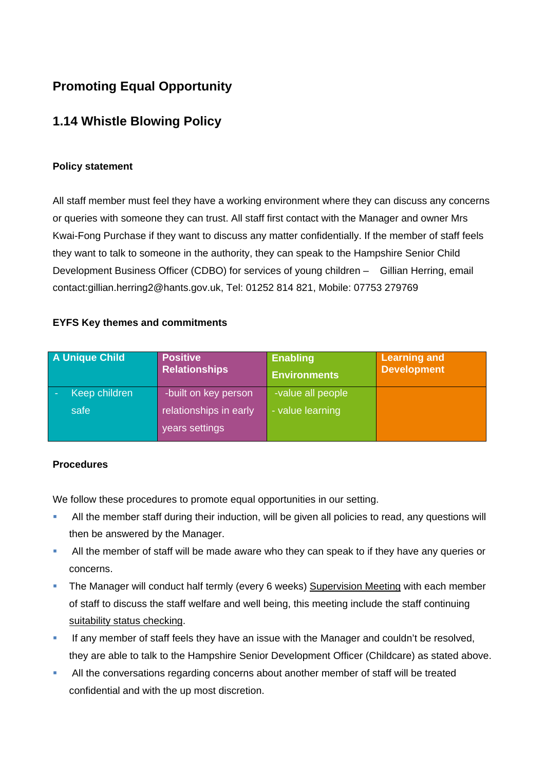## Promoting Equal Opportunity

## 1.14 Whistle Blowing Policy

**Policy statement**

All staff member must feel they have a working environment where they can discuss any concerns or queries with someone they can trust. All staff first contact with the Manager and owner Mrs Kwai-Fong Purchase if they want to discuss any matter confidentially. If the member of staff feels they want to talk to someone in the authority, they can speak to the Hampshire Senior Child Development Business Officer (CDBO) for services of young children – Gillian Herring, email contact:gillian.herring2@hants.gov.uk, Tel: 01252 814 821, Mobile: 07753 279769

**EYFS Key themes and commitments**

| A Unique Child | Positive Relationships | Enabling Environments | Learning and Development |
|---|---|---|---|
| - Keep children safe | -built on key person relationships in early years settings | -value all people<br>- value learning | |

**Procedures**

We follow these procedures to promote equal opportunities in our setting.

- All the member staff during their induction, will be given all policies to read, any questions will then be answered by the Manager.
- All the member of staff will be made aware who they can speak to if they have any queries or concerns.
- The Manager will conduct half termly (every 6 weeks) Supervision Meeting with each member of staff to discuss the staff welfare and well being, this meeting include the staff continuing suitability status checking.
- If any member of staff feels they have an issue with the Manager and couldn't be resolved, they are able to talk to the Hampshire Senior Development Officer (Childcare) as stated above.
- All the conversations regarding concerns about another member of staff will be treated confidential and with the up most discretion.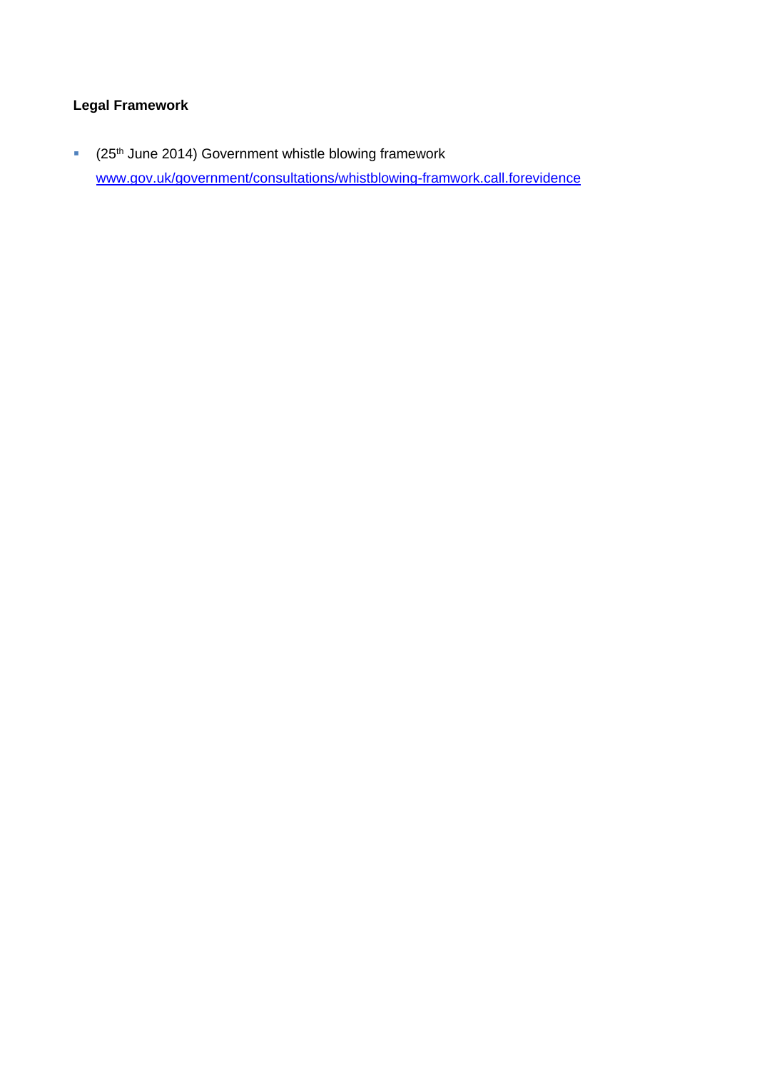**Legal Framework**

- (25th June 2014) Government whistle blowing framework
  www.gov.uk/government/consultations/whistblowing-framwork.call.forevidence